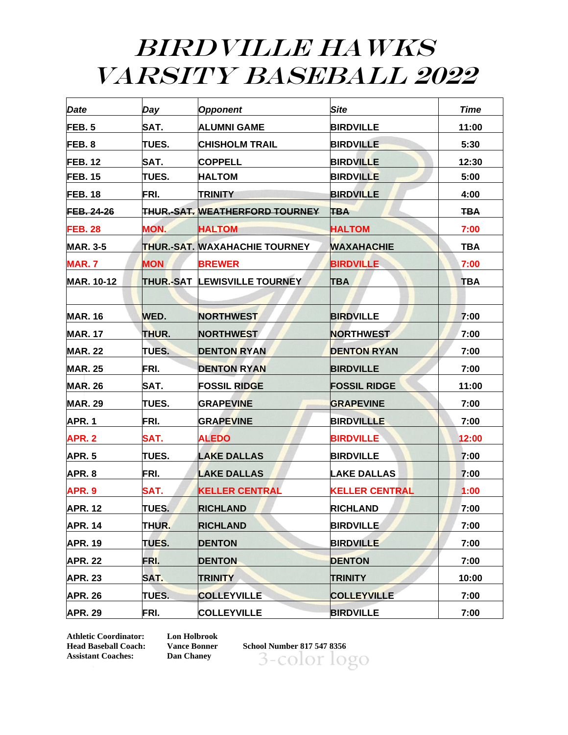# BIRDVILLE HAWKS
# VARSITY BASEBALL 2022

| Date | Day | Opponent | Site | Time |
|---|---|---|---|---|
| FEB. 5 | SAT. | ALUMNI GAME | BIRDVILLE | 11:00 |
| FEB. 8 | TUES. | CHISHOLM TRAIL | BIRDVILLE | 5:30 |
| FEB. 12 | SAT. | COPPELL | BIRDVILLE | 12:30 |
| FEB. 15 | TUES. | HALTOM | BIRDVILLE | 5:00 |
| FEB. 18 | FRI. | TRINITY | BIRDVILLE | 4:00 |
| ~~FEB. 24-26~~ | ~~THUR.-SAT.~~ | ~~WEATHERFORD TOURNEY~~ | ~~TBA~~ | ~~TBA~~ |
| FEB. 28 | MON. | HALTOM | HALTOM | 7:00 |
| MAR. 3-5 | THUR.-SAT. | WAXAHACHIE TOURNEY | WAXAHACHIE | TBA |
| MAR. 7 | MON | BREWER | BIRDVILLE | 7:00 |
| MAR. 10-12 | THUR.-SAT | LEWISVILLE TOURNEY | TBA | TBA |
| | | | | |
| MAR. 16 | WED. | NORTHWEST | BIRDVILLE | 7:00 |
| MAR. 17 | THUR. | NORTHWEST | NORTHWEST | 7:00 |
| MAR. 22 | TUES. | DENTON RYAN | DENTON RYAN | 7:00 |
| MAR. 25 | FRI. | DENTON RYAN | BIRDVILLE | 7:00 |
| MAR. 26 | SAT. | FOSSIL RIDGE | FOSSIL RIDGE | 11:00 |
| MAR. 29 | TUES. | GRAPEVINE | GRAPEVINE | 7:00 |
| APR. 1 | FRI. | GRAPEVINE | BIRDVILLLE | 7:00 |
| APR. 2 | SAT. | ALEDO | BIRDVILLE | 12:00 |
| APR. 5 | TUES. | LAKE DALLAS | BIRDVILLE | 7:00 |
| APR. 8 | FRI. | LAKE DALLAS | LAKE DALLAS | 7:00 |
| APR. 9 | SAT. | KELLER CENTRAL | KELLER CENTRAL | 1:00 |
| APR. 12 | TUES. | RICHLAND | RICHLAND | 7:00 |
| APR. 14 | THUR. | RICHLAND | BIRDVILLE | 7:00 |
| APR. 19 | TUES. | DENTON | BIRDVILLE | 7:00 |
| APR. 22 | FRI. | DENTON | DENTON | 7:00 |
| APR. 23 | SAT. | TRINITY | TRINITY | 10:00 |
| APR. 26 | TUES. | COLLEYVILLE | COLLEYVILLE | 7:00 |
| APR. 29 | FRI. | COLLEYVILLE | BIRDVILLE | 7:00 |

**Athletic Coordinator:** Lon Holbrook
**Head Baseball Coach:** Vance Bonner
**Assistant Coaches:** Dan Chaney

**School Number 817 547 8356**

3-color logo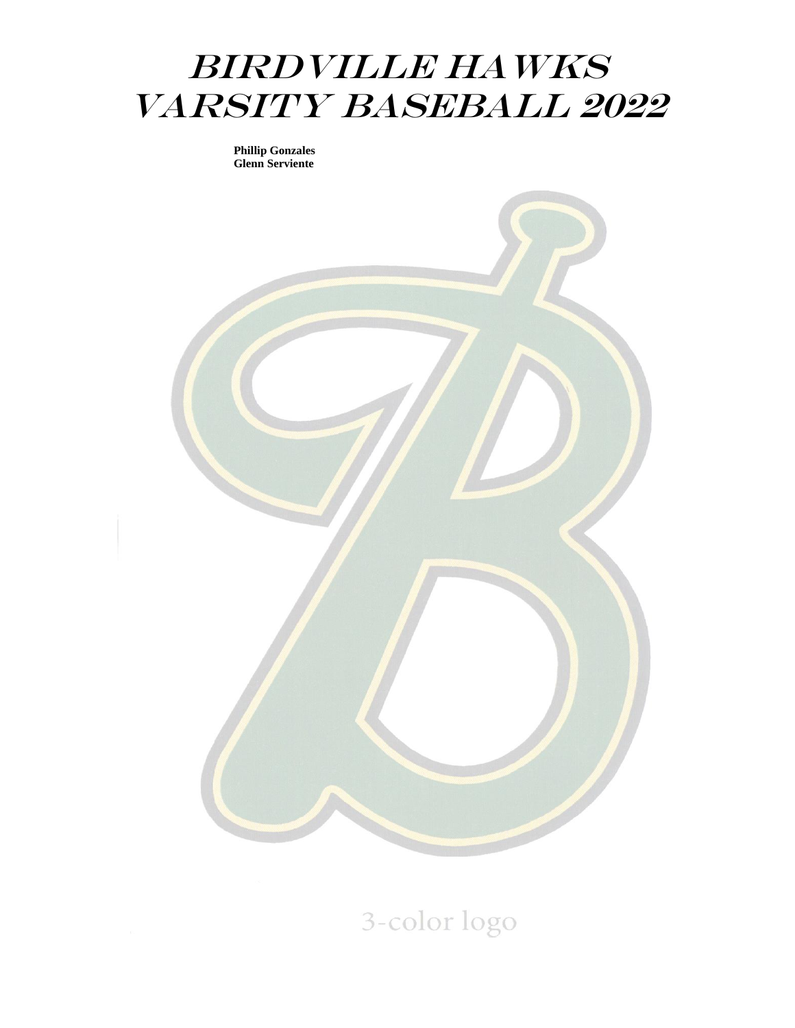# BIRDVILLE HAWKS
# VARSITY BASEBALL 2022

**Phillip Gonzales**
**Glenn Serviente**

3-color logo